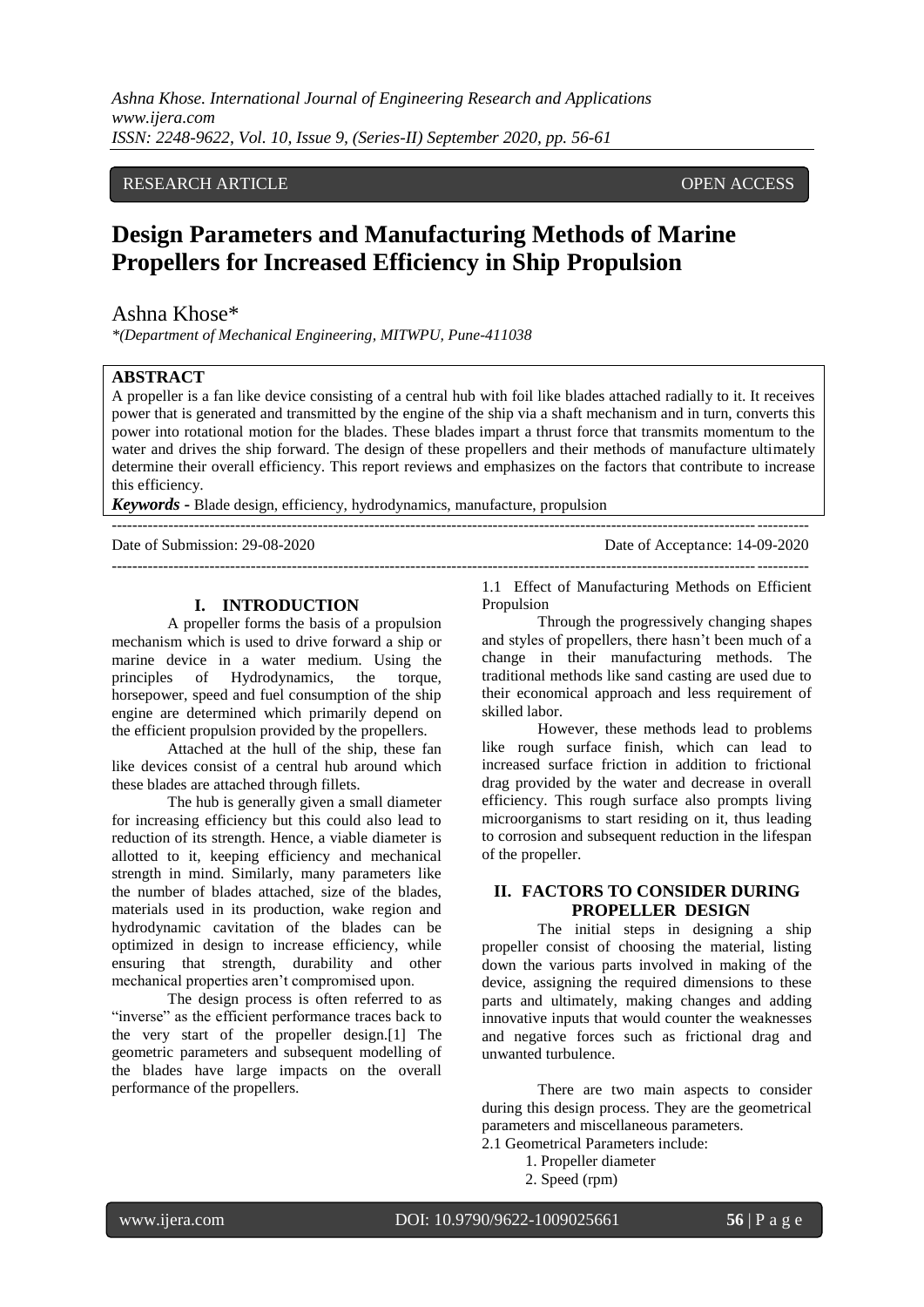RESEARCH ARTICLE OPEN ACCESS

# Design Parameters and Manufacturing Methods of Marine Propellers for Increased Efficiency in Ship Propulsion

Ashna Khose*

*(Department of Mechanical Engineering, MITWPU, Pune-411038

## ABSTRACT

A propeller is a fan like device consisting of a central hub with foil like blades attached radially to it. It receives power that is generated and transmitted by the engine of the ship via a shaft mechanism and in turn, converts this power into rotational motion for the blades. These blades impart a thrust force that transmits momentum to the water and drives the ship forward. The design of these propellers and their methods of manufacture ultimately determine their overall efficiency. This report reviews and emphasizes on the factors that contribute to increase this efficiency.

***Keywords* -** Blade design, efficiency, hydrodynamics, manufacture, propulsion

---

Date of Submission: 29-08-2020 Date of Acceptance: 14-09-2020

---

## I. INTRODUCTION

A propeller forms the basis of a propulsion mechanism which is used to drive forward a ship or marine device in a water medium. Using the principles of Hydrodynamics, the torque, horsepower, speed and fuel consumption of the ship engine are determined which primarily depend on the efficient propulsion provided by the propellers.

Attached at the hull of the ship, these fan like devices consist of a central hub around which these blades are attached through fillets.

The hub is generally given a small diameter for increasing efficiency but this could also lead to reduction of its strength. Hence, a viable diameter is allotted to it, keeping efficiency and mechanical strength in mind. Similarly, many parameters like the number of blades attached, size of the blades, materials used in its production, wake region and hydrodynamic cavitation of the blades can be optimized in design to increase efficiency, while ensuring that strength, durability and other mechanical properties aren't compromised upon.

The design process is often referred to as "inverse" as the efficient performance traces back to the very start of the propeller design.[1] The geometric parameters and subsequent modelling of the blades have large impacts on the overall performance of the propellers.

### 1.1 Effect of Manufacturing Methods on Efficient Propulsion

Through the progressively changing shapes and styles of propellers, there hasn't been much of a change in their manufacturing methods. The traditional methods like sand casting are used due to their economical approach and less requirement of skilled labor.

However, these methods lead to problems like rough surface finish, which can lead to increased surface friction in addition to frictional drag provided by the water and decrease in overall efficiency. This rough surface also prompts living microorganisms to start residing on it, thus leading to corrosion and subsequent reduction in the lifespan of the propeller.

## II. FACTORS TO CONSIDER DURING PROPELLER DESIGN

The initial steps in designing a ship propeller consist of choosing the material, listing down the various parts involved in making of the device, assigning the required dimensions to these parts and ultimately, making changes and adding innovative inputs that would counter the weaknesses and negative forces such as frictional drag and unwanted turbulence.

There are two main aspects to consider during this design process. They are the geometrical parameters and miscellaneous parameters.

2.1 Geometrical Parameters include:

1. Propeller diameter
2. Speed (rpm)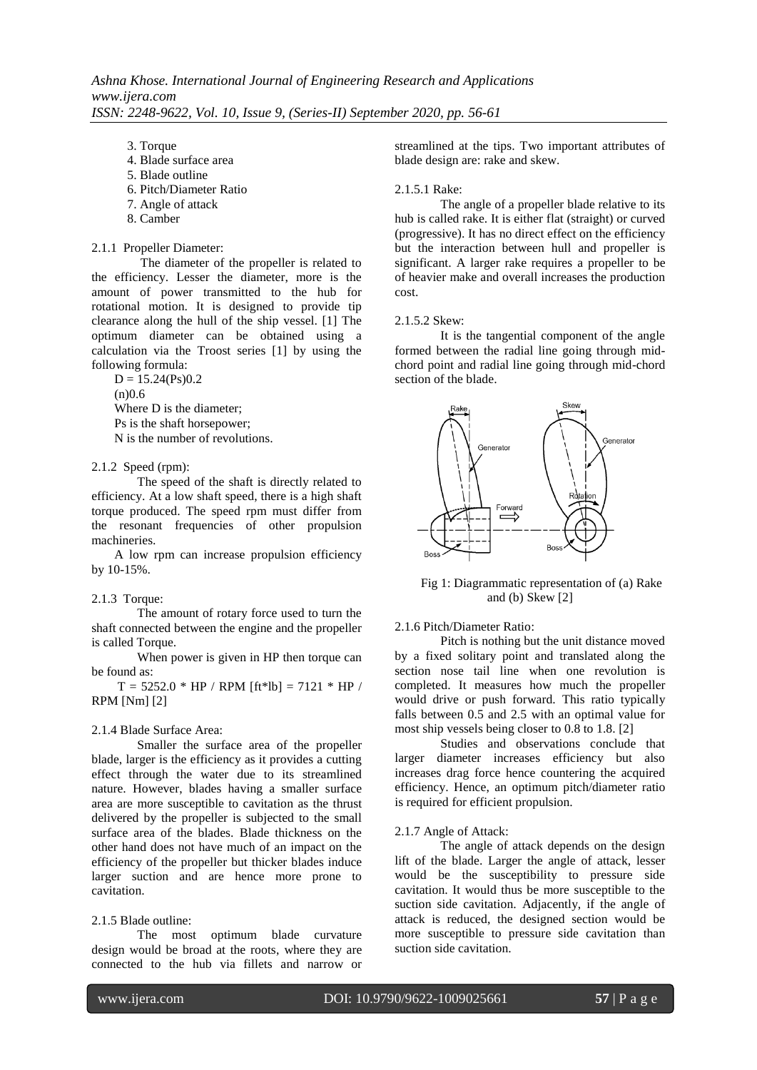3. Torque
4. Blade surface area
5. Blade outline
6. Pitch/Diameter Ratio
7. Angle of attack
8. Camber

### 2.1.1 Propeller Diameter:

The diameter of the propeller is related to the efficiency. Lesser the diameter, more is the amount of power transmitted to the hub for rotational motion. It is designed to provide tip clearance along the hull of the ship vessel. [1] The optimum diameter can be obtained using a calculation via the Troost series [1] by using the following formula:

$D = 15.24(Ps)0.2$
$(n)0.6$

Where D is the diameter;
Ps is the shaft horsepower;
N is the number of revolutions.

### 2.1.2 Speed (rpm):

The speed of the shaft is directly related to efficiency. At a low shaft speed, there is a high shaft torque produced. The speed rpm must differ from the resonant frequencies of other propulsion machineries.

A low rpm can increase propulsion efficiency by 10-15%.

### 2.1.3 Torque:

The amount of rotary force used to turn the shaft connected between the engine and the propeller is called Torque.

When power is given in HP then torque can be found as:

$T = 5252.0 * HP / RPM$ [ft*lb] $= 7121 * HP / RPM$ [Nm] [2]

### 2.1.4 Blade Surface Area:

Smaller the surface area of the propeller blade, larger is the efficiency as it provides a cutting effect through the water due to its streamlined nature. However, blades having a smaller surface area are more susceptible to cavitation as the thrust delivered by the propeller is subjected to the small surface area of the blades. Blade thickness on the other hand does not have much of an impact on the efficiency of the propeller but thicker blades induce larger suction and are hence more prone to cavitation.

### 2.1.5 Blade outline:

The most optimum blade curvature design would be broad at the roots, where they are connected to the hub via fillets and narrow or streamlined at the tips. Two important attributes of blade design are: rake and skew.

#### 2.1.5.1 Rake:

The angle of a propeller blade relative to its hub is called rake. It is either flat (straight) or curved (progressive). It has no direct effect on the efficiency but the interaction between hull and propeller is significant. A larger rake requires a propeller to be of heavier make and overall increases the production cost.

#### 2.1.5.2 Skew:

It is the tangential component of the angle formed between the radial line going through mid-chord point and radial line going through mid-chord section of the blade.

Fig 1: Diagrammatic representation of (a) Rake and (b) Skew [2]

### 2.1.6 Pitch/Diameter Ratio:

Pitch is nothing but the unit distance moved by a fixed solitary point and translated along the section nose tail line when one revolution is completed. It measures how much the propeller would drive or push forward. This ratio typically falls between 0.5 and 2.5 with an optimal value for most ship vessels being closer to 0.8 to 1.8. [2]

Studies and observations conclude that larger diameter increases efficiency but also increases drag force hence countering the acquired efficiency. Hence, an optimum pitch/diameter ratio is required for efficient propulsion.

### 2.1.7 Angle of Attack:

The angle of attack depends on the design lift of the blade. Larger the angle of attack, lesser would be the susceptibility to pressure side cavitation. It would thus be more susceptible to the suction side cavitation. Adjacently, if the angle of attack is reduced, the designed section would be more susceptible to pressure side cavitation than suction side cavitation.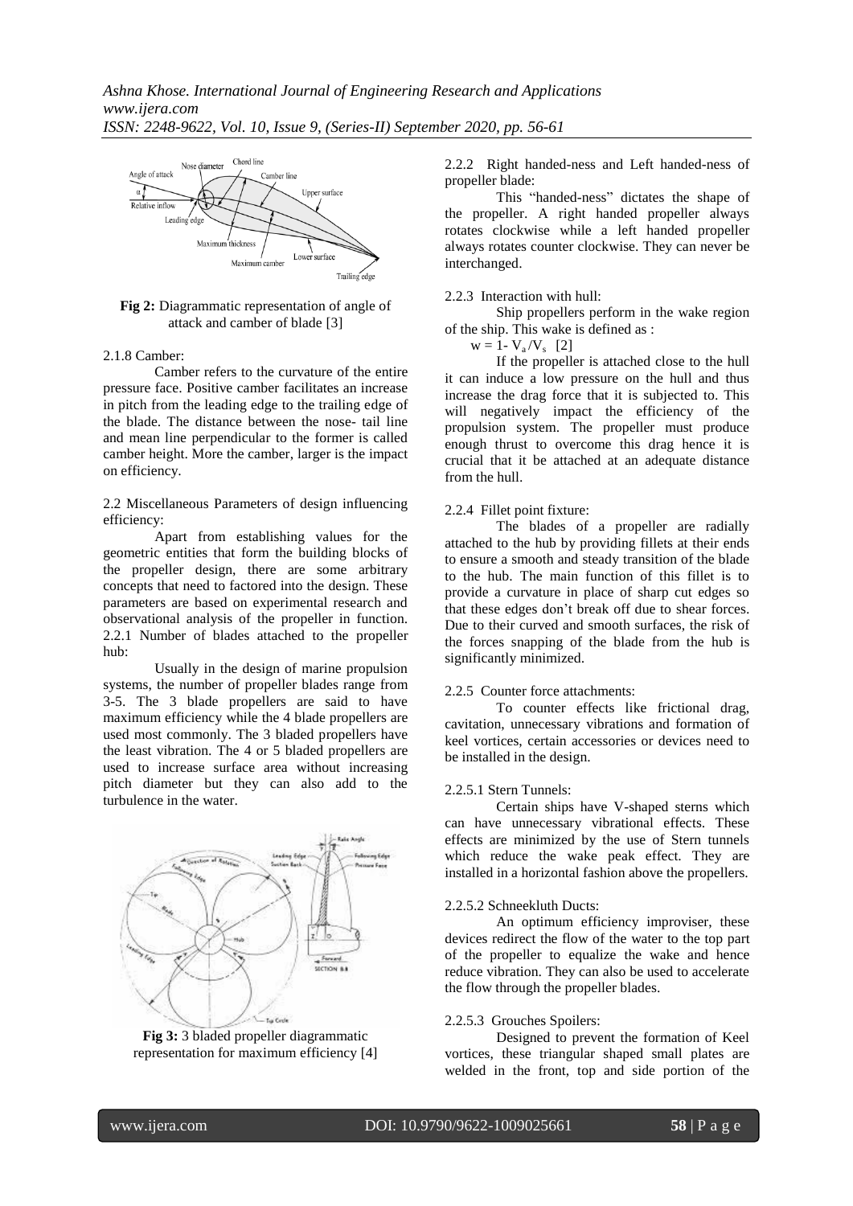**Fig 2:** Diagrammatic representation of angle of attack and camber of blade [3]

2.1.8 Camber:

Camber refers to the curvature of the entire pressure face. Positive camber facilitates an increase in pitch from the leading edge to the trailing edge of the blade. The distance between the nose- tail line and mean line perpendicular to the former is called camber height. More the camber, larger is the impact on efficiency.

2.2 Miscellaneous Parameters of design influencing efficiency:

Apart from establishing values for the geometric entities that form the building blocks of the propeller design, there are some arbitrary concepts that need to factored into the design. These parameters are based on experimental research and observational analysis of the propeller in function.

2.2.1 Number of blades attached to the propeller hub:

Usually in the design of marine propulsion systems, the number of propeller blades range from 3-5. The 3 blade propellers are said to have maximum efficiency while the 4 blade propellers are used most commonly. The 3 bladed propellers have the least vibration. The 4 or 5 bladed propellers are used to increase surface area without increasing pitch diameter but they can also add to the turbulence in the water.

**Fig 3:** 3 bladed propeller diagrammatic representation for maximum efficiency [4]

2.2.2 Right handed-ness and Left handed-ness of propeller blade:

This "handed-ness" dictates the shape of the propeller. A right handed propeller always rotates clockwise while a left handed propeller always rotates counter clockwise. They can never be interchanged.

2.2.3 Interaction with hull:

Ship propellers perform in the wake region of the ship. This wake is defined as :

$w = 1- V_a/V_s$ [2]

If the propeller is attached close to the hull it can induce a low pressure on the hull and thus increase the drag force that it is subjected to. This will negatively impact the efficiency of the propulsion system. The propeller must produce enough thrust to overcome this drag hence it is crucial that it be attached at an adequate distance from the hull.

2.2.4 Fillet point fixture:

The blades of a propeller are radially attached to the hub by providing fillets at their ends to ensure a smooth and steady transition of the blade to the hub. The main function of this fillet is to provide a curvature in place of sharp cut edges so that these edges don't break off due to shear forces. Due to their curved and smooth surfaces, the risk of the forces snapping of the blade from the hub is significantly minimized.

2.2.5 Counter force attachments:

To counter effects like frictional drag, cavitation, unnecessary vibrations and formation of keel vortices, certain accessories or devices need to be installed in the design.

2.2.5.1 Stern Tunnels:

Certain ships have V-shaped sterns which can have unnecessary vibrational effects. These effects are minimized by the use of Stern tunnels which reduce the wake peak effect. They are installed in a horizontal fashion above the propellers.

2.2.5.2 Schneekluth Ducts:

An optimum efficiency improviser, these devices redirect the flow of the water to the top part of the propeller to equalize the wake and hence reduce vibration. They can also be used to accelerate the flow through the propeller blades.

2.2.5.3 Grouches Spoilers:

Designed to prevent the formation of Keel vortices, these triangular shaped small plates are welded in the front, top and side portion of the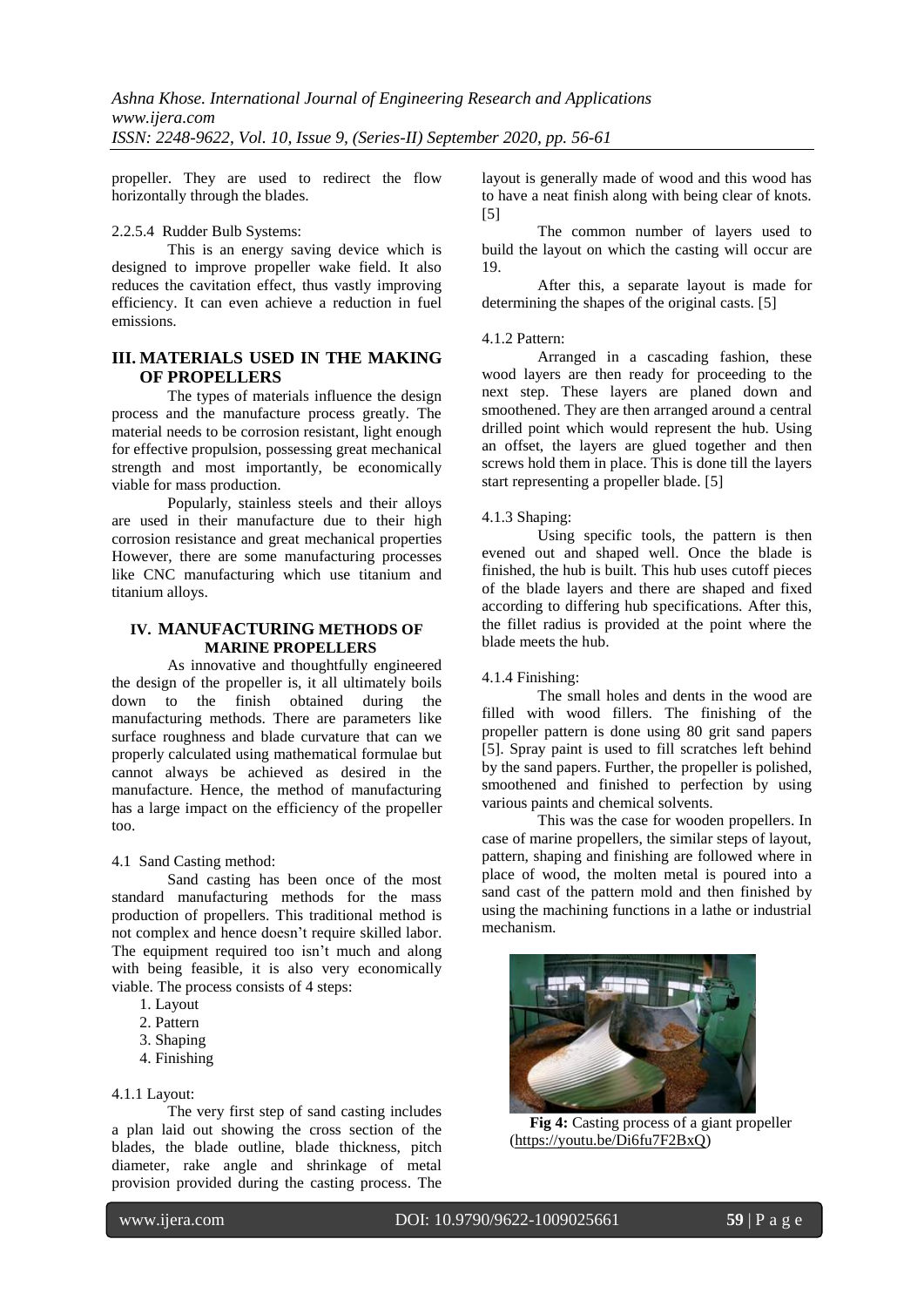propeller. They are used to redirect the flow horizontally through the blades.

2.2.5.4 Rudder Bulb Systems:

This is an energy saving device which is designed to improve propeller wake field. It also reduces the cavitation effect, thus vastly improving efficiency. It can even achieve a reduction in fuel emissions.

## III. MATERIALS USED IN THE MAKING OF PROPELLERS

The types of materials influence the design process and the manufacture process greatly. The material needs to be corrosion resistant, light enough for effective propulsion, possessing great mechanical strength and most importantly, be economically viable for mass production.

Popularly, stainless steels and their alloys are used in their manufacture due to their high corrosion resistance and great mechanical properties However, there are some manufacturing processes like CNC manufacturing which use titanium and titanium alloys.

## IV. MANUFACTURING METHODS OF MARINE PROPELLERS

As innovative and thoughtfully engineered the design of the propeller is, it all ultimately boils down to the finish obtained during the manufacturing methods. There are parameters like surface roughness and blade curvature that can we properly calculated using mathematical formulae but cannot always be achieved as desired in the manufacture. Hence, the method of manufacturing has a large impact on the efficiency of the propeller too.

4.1 Sand Casting method:

Sand casting has been once of the most standard manufacturing methods for the mass production of propellers. This traditional method is not complex and hence doesn't require skilled labor. The equipment required too isn't much and along with being feasible, it is also very economically viable. The process consists of 4 steps:

1. Layout
2. Pattern
3. Shaping
4. Finishing

4.1.1 Layout:

The very first step of sand casting includes a plan laid out showing the cross section of the blades, the blade outline, blade thickness, pitch diameter, rake angle and shrinkage of metal provision provided during the casting process. The layout is generally made of wood and this wood has to have a neat finish along with being clear of knots. [5]

The common number of layers used to build the layout on which the casting will occur are 19.

After this, a separate layout is made for determining the shapes of the original casts. [5]

4.1.2 Pattern:

Arranged in a cascading fashion, these wood layers are then ready for proceeding to the next step. These layers are planed down and smoothened. They are then arranged around a central drilled point which would represent the hub. Using an offset, the layers are glued together and then screws hold them in place. This is done till the layers start representing a propeller blade. [5]

4.1.3 Shaping:

Using specific tools, the pattern is then evened out and shaped well. Once the blade is finished, the hub is built. This hub uses cutoff pieces of the blade layers and there are shaped and fixed according to differing hub specifications. After this, the fillet radius is provided at the point where the blade meets the hub.

4.1.4 Finishing:

The small holes and dents in the wood are filled with wood fillers. The finishing of the propeller pattern is done using 80 grit sand papers [5]. Spray paint is used to fill scratches left behind by the sand papers. Further, the propeller is polished, smoothened and finished to perfection by using various paints and chemical solvents.

This was the case for wooden propellers. In case of marine propellers, the similar steps of layout, pattern, shaping and finishing are followed where in place of wood, the molten metal is poured into a sand cast of the pattern mold and then finished by using the machining functions in a lathe or industrial mechanism.

**Fig 4:** Casting process of a giant propeller (https://youtu.be/Di6fu7F2BxQ)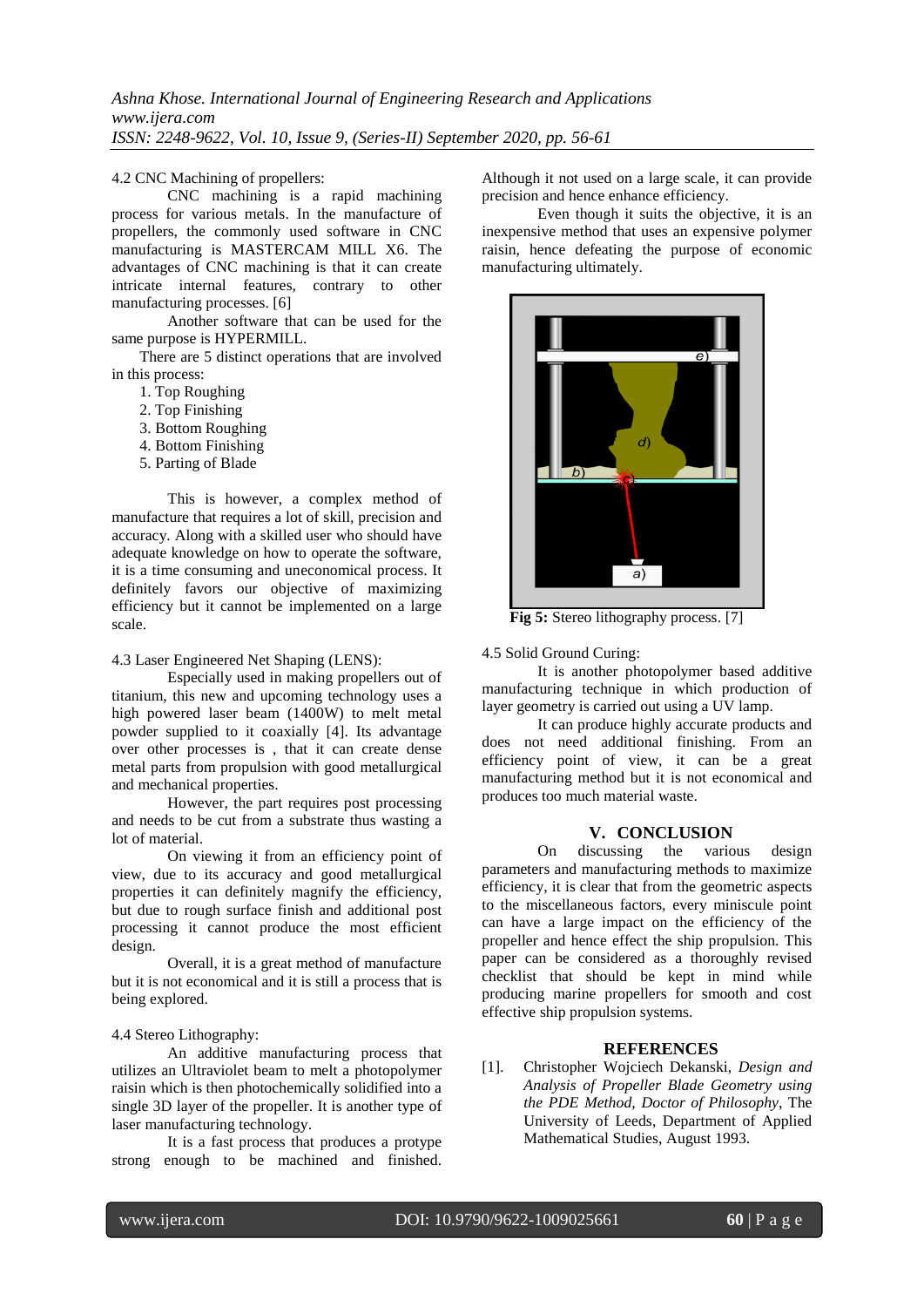4.2 CNC Machining of propellers:

CNC machining is a rapid machining process for various metals. In the manufacture of propellers, the commonly used software in CNC manufacturing is MASTERCAM MILL X6. The advantages of CNC machining is that it can create intricate internal features, contrary to other manufacturing processes. [6]

Another software that can be used for the same purpose is HYPERMILL.

There are 5 distinct operations that are involved in this process:

1. Top Roughing
2. Top Finishing
3. Bottom Roughing
4. Bottom Finishing
5. Parting of Blade

This is however, a complex method of manufacture that requires a lot of skill, precision and accuracy. Along with a skilled user who should have adequate knowledge on how to operate the software, it is a time consuming and uneconomical process. It definitely favors our objective of maximizing efficiency but it cannot be implemented on a large scale.

4.3 Laser Engineered Net Shaping (LENS):

Especially used in making propellers out of titanium, this new and upcoming technology uses a high powered laser beam (1400W) to melt metal powder supplied to it coaxially [4]. Its advantage over other processes is , that it can create dense metal parts from propulsion with good metallurgical and mechanical properties.

However, the part requires post processing and needs to be cut from a substrate thus wasting a lot of material.

On viewing it from an efficiency point of view, due to its accuracy and good metallurgical properties it can definitely magnify the efficiency, but due to rough surface finish and additional post processing it cannot produce the most efficient design.

Overall, it is a great method of manufacture but it is not economical and it is still a process that is being explored.

4.4 Stereo Lithography:

An additive manufacturing process that utilizes an Ultraviolet beam to melt a photopolymer raisin which is then photochemically solidified into a single 3D layer of the propeller. It is another type of laser manufacturing technology.

It is a fast process that produces a protype strong enough to be machined and finished. Although it not used on a large scale, it can provide precision and hence enhance efficiency.

Even though it suits the objective, it is an inexpensive method that uses an expensive polymer raisin, hence defeating the purpose of economic manufacturing ultimately.

**Fig 5:** Stereo lithography process. [7]

4.5 Solid Ground Curing:

It is another photopolymer based additive manufacturing technique in which production of layer geometry is carried out using a UV lamp.

It can produce highly accurate products and does not need additional finishing. From an efficiency point of view, it can be a great manufacturing method but it is not economical and produces too much material waste.

## V. CONCLUSION

On discussing the various design parameters and manufacturing methods to maximize efficiency, it is clear that from the geometric aspects to the miscellaneous factors, every miniscule point can have a large impact on the efficiency of the propeller and hence effect the ship propulsion. This paper can be considered as a thoroughly revised checklist that should be kept in mind while producing marine propellers for smooth and cost effective ship propulsion systems.

## REFERENCES

[1]. Christopher Wojciech Dekanski, *Design and Analysis of Propeller Blade Geometry using the PDE Method, Doctor of Philosophy*, The University of Leeds, Department of Applied Mathematical Studies, August 1993.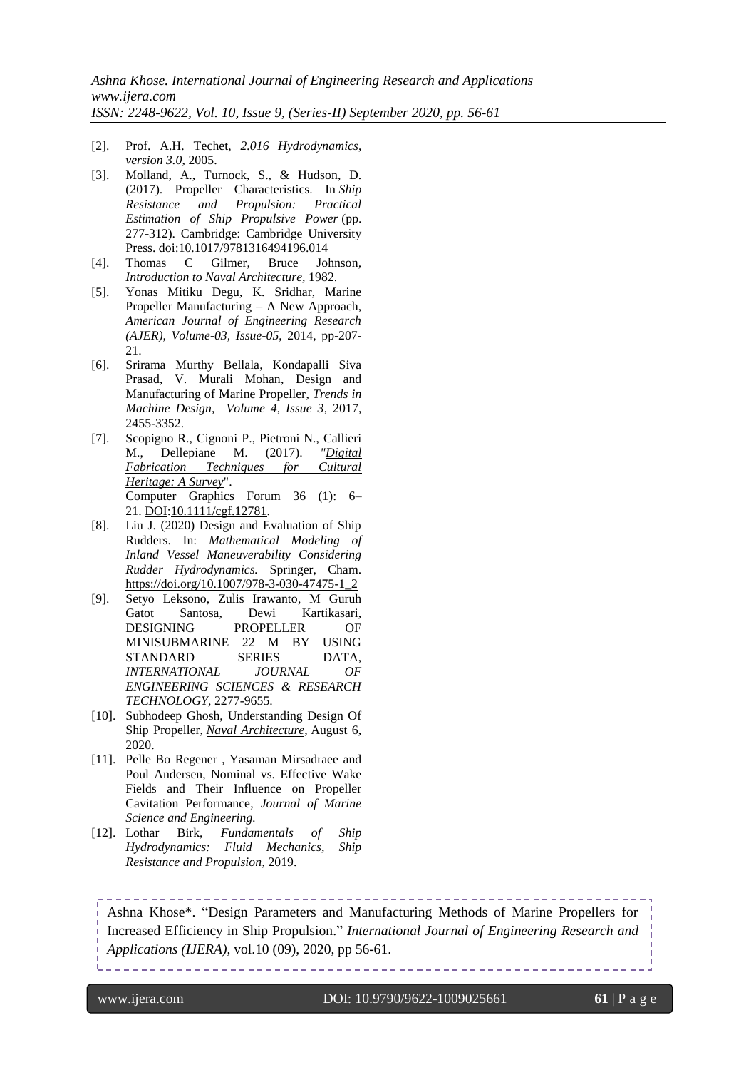[2]. Prof. A.H. Techet, *2.016 Hydrodynamics, version 3.0*, 2005.

[3]. Molland, A., Turnock, S., & Hudson, D. (2017). Propeller Characteristics. In *Ship Resistance and Propulsion: Practical Estimation of Ship Propulsive Power* (pp. 277-312). Cambridge: Cambridge University Press. doi:10.1017/9781316494196.014

[4]. Thomas C Gilmer, Bruce Johnson, *Introduction to Naval Architecture*, 1982.

[5]. Yonas Mitiku Degu, K. Sridhar, Marine Propeller Manufacturing – A New Approach, *American Journal of Engineering Research (AJER), Volume-03, Issue-05*, 2014, pp-207-21.

[6]. Srirama Murthy Bellala, Kondapalli Siva Prasad, V. Murali Mohan, Design and Manufacturing of Marine Propeller, *Trends in Machine Design, Volume 4, Issue 3*, 2017, 2455-3352.

[7]. Scopigno R., Cignoni P., Pietroni N., Callieri M., Dellepiane M. (2017). "*Digital Fabrication Techniques for Cultural Heritage: A Survey*". Computer Graphics Forum 36 (1): 6–21. DOI:10.1111/cgf.12781.

[8]. Liu J. (2020) Design and Evaluation of Ship Rudders. In: *Mathematical Modeling of Inland Vessel Maneuverability Considering Rudder Hydrodynamics.* Springer, Cham. https://doi.org/10.1007/978-3-030-47475-1_2

[9]. Setyo Leksono, Zulis Irawanto, M Guruh Gatot Santosa, Dewi Kartikasari, DESIGNING PROPELLER OF MINISUBMARINE 22 M BY USING STANDARD SERIES DATA, *INTERNATIONAL JOURNAL OF ENGINEERING SCIENCES & RESEARCH TECHNOLOGY*, 2277-9655.

[10]. Subhodeep Ghosh, Understanding Design Of Ship Propeller, *Naval Architecture*, August 6, 2020.

[11]. Pelle Bo Regener , Yasaman Mirsadraee and Poul Andersen, Nominal vs. Effective Wake Fields and Their Influence on Propeller Cavitation Performance, *Journal of Marine Science and Engineering.*

[12]. Lothar Birk, *Fundamentals of Ship Hydrodynamics: Fluid Mechanics, Ship Resistance and Propulsion*, 2019.

Ashna Khose*. "Design Parameters and Manufacturing Methods of Marine Propellers for Increased Efficiency in Ship Propulsion." *International Journal of Engineering Research and Applications (IJERA)*, vol.10 (09), 2020, pp 56-61.